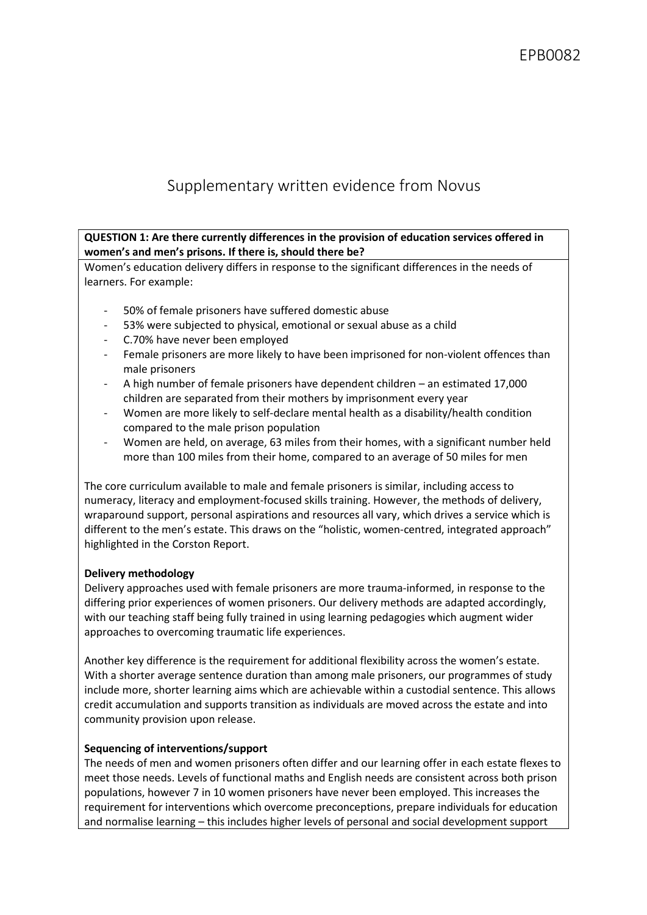EPB0082

# Supplementary written evidence from Novus

**QUESTION 1: Are there currently differences in the provision of education services offered in women's and men's prisons. If there is, should there be?**

Women's education delivery differs in response to the significant differences in the needs of learners. For example:

- 50% of female prisoners have suffered domestic abuse
- 53% were subjected to physical, emotional or sexual abuse as a child
- C.70% have never been employed
- Female prisoners are more likely to have been imprisoned for non-violent offences than male prisoners
- A high number of female prisoners have dependent children – an estimated 17,000 children are separated from their mothers by imprisonment every year
- Women are more likely to self-declare mental health as a disability/health condition compared to the male prison population
- Women are held, on average, 63 miles from their homes, with a significant number held more than 100 miles from their home, compared to an average of 50 miles for men

The core curriculum available to male and female prisoners is similar, including access to numeracy, literacy and employment-focused skills training. However, the methods of delivery, wraparound support, personal aspirations and resources all vary, which drives a service which is different to the men's estate. This draws on the "holistic, women-centred, integrated approach" highlighted in the Corston Report.

**Delivery methodology**

Delivery approaches used with female prisoners are more trauma-informed, in response to the differing prior experiences of women prisoners. Our delivery methods are adapted accordingly, with our teaching staff being fully trained in using learning pedagogies which augment wider approaches to overcoming traumatic life experiences.

Another key difference is the requirement for additional flexibility across the women's estate. With a shorter average sentence duration than among male prisoners, our programmes of study include more, shorter learning aims which are achievable within a custodial sentence. This allows credit accumulation and supports transition as individuals are moved across the estate and into community provision upon release.

**Sequencing of interventions/support**

The needs of men and women prisoners often differ and our learning offer in each estate flexes to meet those needs. Levels of functional maths and English needs are consistent across both prison populations, however 7 in 10 women prisoners have never been employed. This increases the requirement for interventions which overcome preconceptions, prepare individuals for education and normalise learning – this includes higher levels of personal and social development support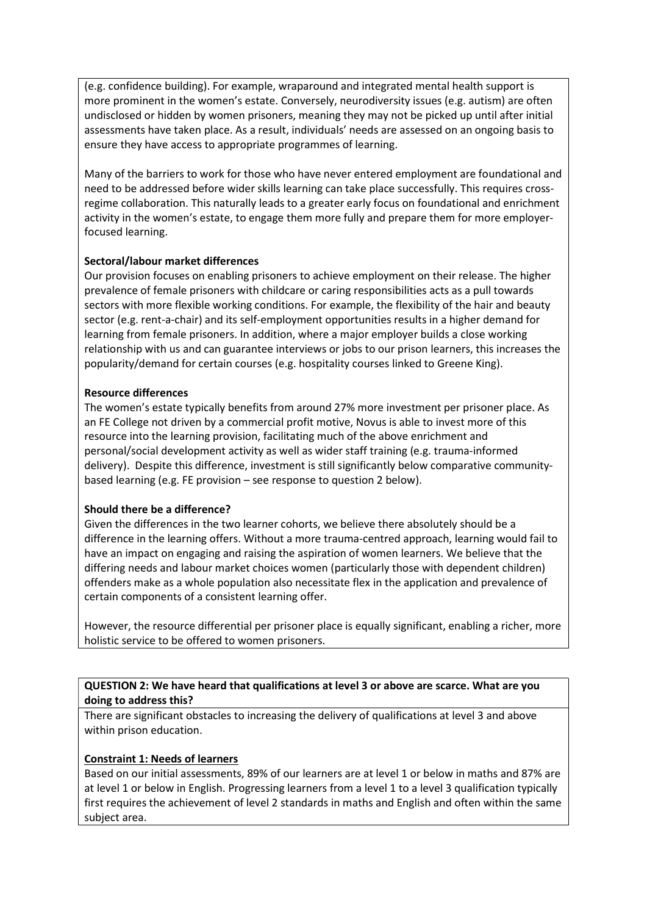(e.g. confidence building). For example, wraparound and integrated mental health support is more prominent in the women's estate. Conversely, neurodiversity issues (e.g. autism) are often undisclosed or hidden by women prisoners, meaning they may not be picked up until after initial assessments have taken place. As a result, individuals' needs are assessed on an ongoing basis to ensure they have access to appropriate programmes of learning.

Many of the barriers to work for those who have never entered employment are foundational and need to be addressed before wider skills learning can take place successfully. This requires cross-regime collaboration. This naturally leads to a greater early focus on foundational and enrichment activity in the women's estate, to engage them more fully and prepare them for more employer-focused learning.

**Sectoral/labour market differences**

Our provision focuses on enabling prisoners to achieve employment on their release. The higher prevalence of female prisoners with childcare or caring responsibilities acts as a pull towards sectors with more flexible working conditions. For example, the flexibility of the hair and beauty sector (e.g. rent-a-chair) and its self-employment opportunities results in a higher demand for learning from female prisoners. In addition, where a major employer builds a close working relationship with us and can guarantee interviews or jobs to our prison learners, this increases the popularity/demand for certain courses (e.g. hospitality courses linked to Greene King).

**Resource differences**

The women's estate typically benefits from around 27% more investment per prisoner place. As an FE College not driven by a commercial profit motive, Novus is able to invest more of this resource into the learning provision, facilitating much of the above enrichment and personal/social development activity as well as wider staff training (e.g. trauma-informed delivery). Despite this difference, investment is still significantly below comparative community-based learning (e.g. FE provision – see response to question 2 below).

**Should there be a difference?**

Given the differences in the two learner cohorts, we believe there absolutely should be a difference in the learning offers. Without a more trauma-centred approach, learning would fail to have an impact on engaging and raising the aspiration of women learners. We believe that the differing needs and labour market choices women (particularly those with dependent children) offenders make as a whole population also necessitate flex in the application and prevalence of certain components of a consistent learning offer.

However, the resource differential per prisoner place is equally significant, enabling a richer, more holistic service to be offered to women prisoners.

**QUESTION 2: We have heard that qualifications at level 3 or above are scarce. What are you doing to address this?**

There are significant obstacles to increasing the delivery of qualifications at level 3 and above within prison education.

**Constraint 1: Needs of learners**

Based on our initial assessments, 89% of our learners are at level 1 or below in maths and 87% are at level 1 or below in English. Progressing learners from a level 1 to a level 3 qualification typically first requires the achievement of level 2 standards in maths and English and often within the same subject area.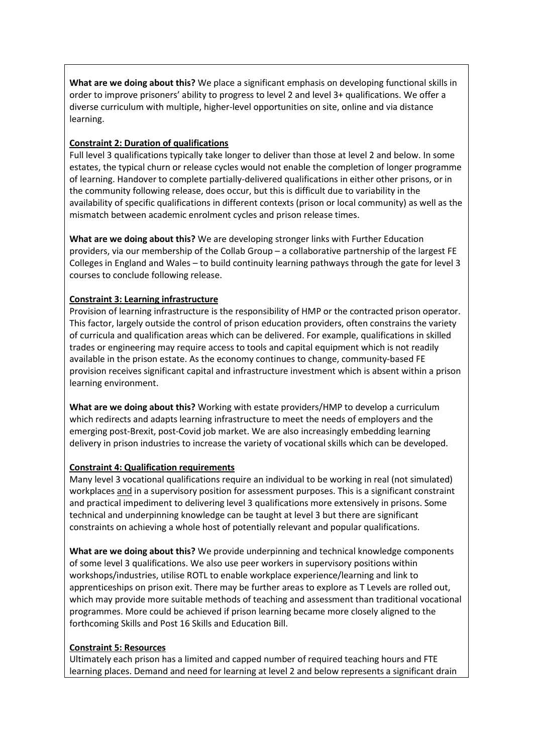**What are we doing about this?** We place a significant emphasis on developing functional skills in order to improve prisoners' ability to progress to level 2 and level 3+ qualifications. We offer a diverse curriculum with multiple, higher-level opportunities on site, online and via distance learning.

**Constraint 2: Duration of qualifications**

Full level 3 qualifications typically take longer to deliver than those at level 2 and below. In some estates, the typical churn or release cycles would not enable the completion of longer programme of learning. Handover to complete partially-delivered qualifications in either other prisons, or in the community following release, does occur, but this is difficult due to variability in the availability of specific qualifications in different contexts (prison or local community) as well as the mismatch between academic enrolment cycles and prison release times.

**What are we doing about this?** We are developing stronger links with Further Education providers, via our membership of the Collab Group – a collaborative partnership of the largest FE Colleges in England and Wales – to build continuity learning pathways through the gate for level 3 courses to conclude following release.

**Constraint 3: Learning infrastructure**

Provision of learning infrastructure is the responsibility of HMP or the contracted prison operator. This factor, largely outside the control of prison education providers, often constrains the variety of curricula and qualification areas which can be delivered. For example, qualifications in skilled trades or engineering may require access to tools and capital equipment which is not readily available in the prison estate. As the economy continues to change, community-based FE provision receives significant capital and infrastructure investment which is absent within a prison learning environment.

**What are we doing about this?** Working with estate providers/HMP to develop a curriculum which redirects and adapts learning infrastructure to meet the needs of employers and the emerging post-Brexit, post-Covid job market. We are also increasingly embedding learning delivery in prison industries to increase the variety of vocational skills which can be developed.

**Constraint 4: Qualification requirements**

Many level 3 vocational qualifications require an individual to be working in real (not simulated) workplaces and in a supervisory position for assessment purposes. This is a significant constraint and practical impediment to delivering level 3 qualifications more extensively in prisons. Some technical and underpinning knowledge can be taught at level 3 but there are significant constraints on achieving a whole host of potentially relevant and popular qualifications.

**What are we doing about this?** We provide underpinning and technical knowledge components of some level 3 qualifications. We also use peer workers in supervisory positions within workshops/industries, utilise ROTL to enable workplace experience/learning and link to apprenticeships on prison exit. There may be further areas to explore as T Levels are rolled out, which may provide more suitable methods of teaching and assessment than traditional vocational programmes. More could be achieved if prison learning became more closely aligned to the forthcoming Skills and Post 16 Skills and Education Bill.

**Constraint 5: Resources**

Ultimately each prison has a limited and capped number of required teaching hours and FTE learning places. Demand and need for learning at level 2 and below represents a significant drain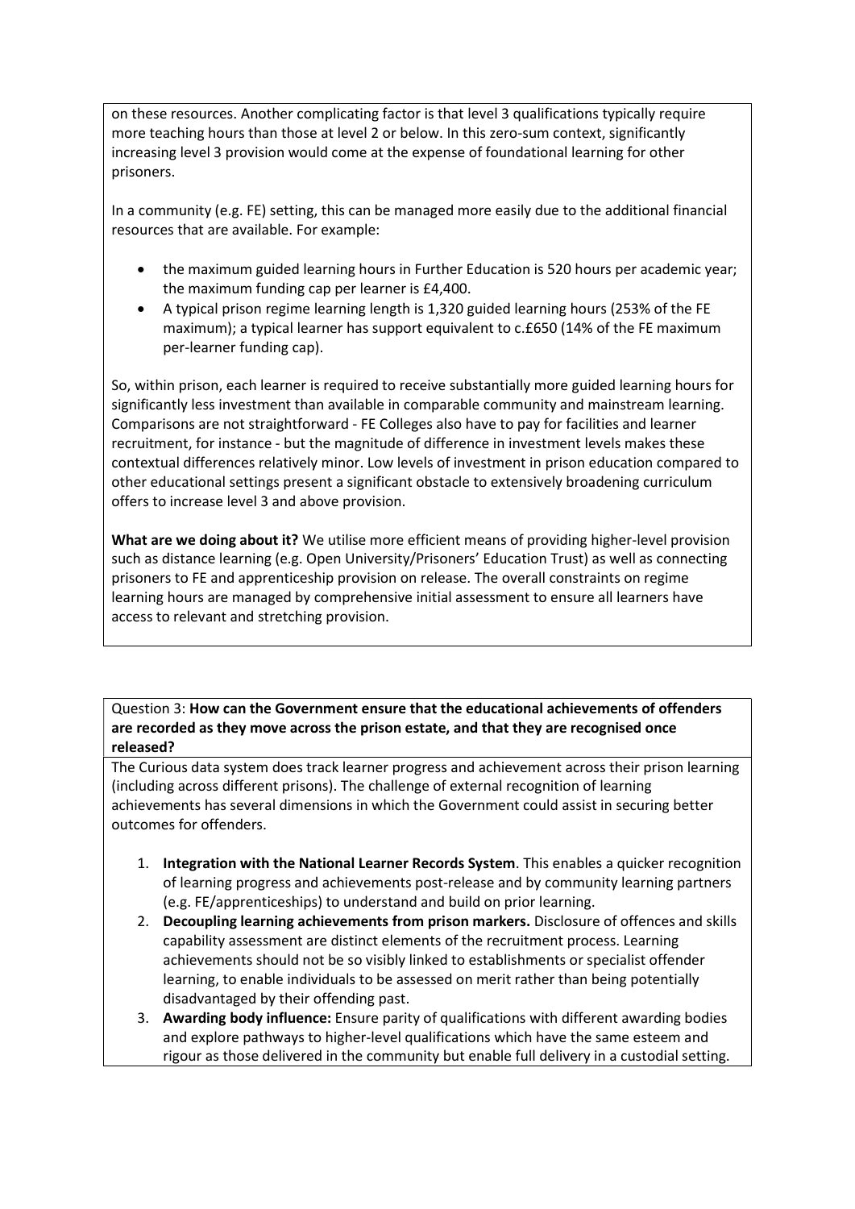on these resources. Another complicating factor is that level 3 qualifications typically require more teaching hours than those at level 2 or below. In this zero-sum context, significantly increasing level 3 provision would come at the expense of foundational learning for other prisoners.

In a community (e.g. FE) setting, this can be managed more easily due to the additional financial resources that are available. For example:

- the maximum guided learning hours in Further Education is 520 hours per academic year; the maximum funding cap per learner is £4,400.
- A typical prison regime learning length is 1,320 guided learning hours (253% of the FE maximum); a typical learner has support equivalent to c.£650 (14% of the FE maximum per-learner funding cap).

So, within prison, each learner is required to receive substantially more guided learning hours for significantly less investment than available in comparable community and mainstream learning. Comparisons are not straightforward - FE Colleges also have to pay for facilities and learner recruitment, for instance - but the magnitude of difference in investment levels makes these contextual differences relatively minor. Low levels of investment in prison education compared to other educational settings present a significant obstacle to extensively broadening curriculum offers to increase level 3 and above provision.

**What are we doing about it?** We utilise more efficient means of providing higher-level provision such as distance learning (e.g. Open University/Prisoners' Education Trust) as well as connecting prisoners to FE and apprenticeship provision on release. The overall constraints on regime learning hours are managed by comprehensive initial assessment to ensure all learners have access to relevant and stretching provision.

Question 3: **How can the Government ensure that the educational achievements of offenders are recorded as they move across the prison estate, and that they are recognised once released?**

The Curious data system does track learner progress and achievement across their prison learning (including across different prisons). The challenge of external recognition of learning achievements has several dimensions in which the Government could assist in securing better outcomes for offenders.

1. **Integration with the National Learner Records System**. This enables a quicker recognition of learning progress and achievements post-release and by community learning partners (e.g. FE/apprenticeships) to understand and build on prior learning.
2. **Decoupling learning achievements from prison markers.** Disclosure of offences and skills capability assessment are distinct elements of the recruitment process. Learning achievements should not be so visibly linked to establishments or specialist offender learning, to enable individuals to be assessed on merit rather than being potentially disadvantaged by their offending past.
3. **Awarding body influence:** Ensure parity of qualifications with different awarding bodies and explore pathways to higher-level qualifications which have the same esteem and rigour as those delivered in the community but enable full delivery in a custodial setting.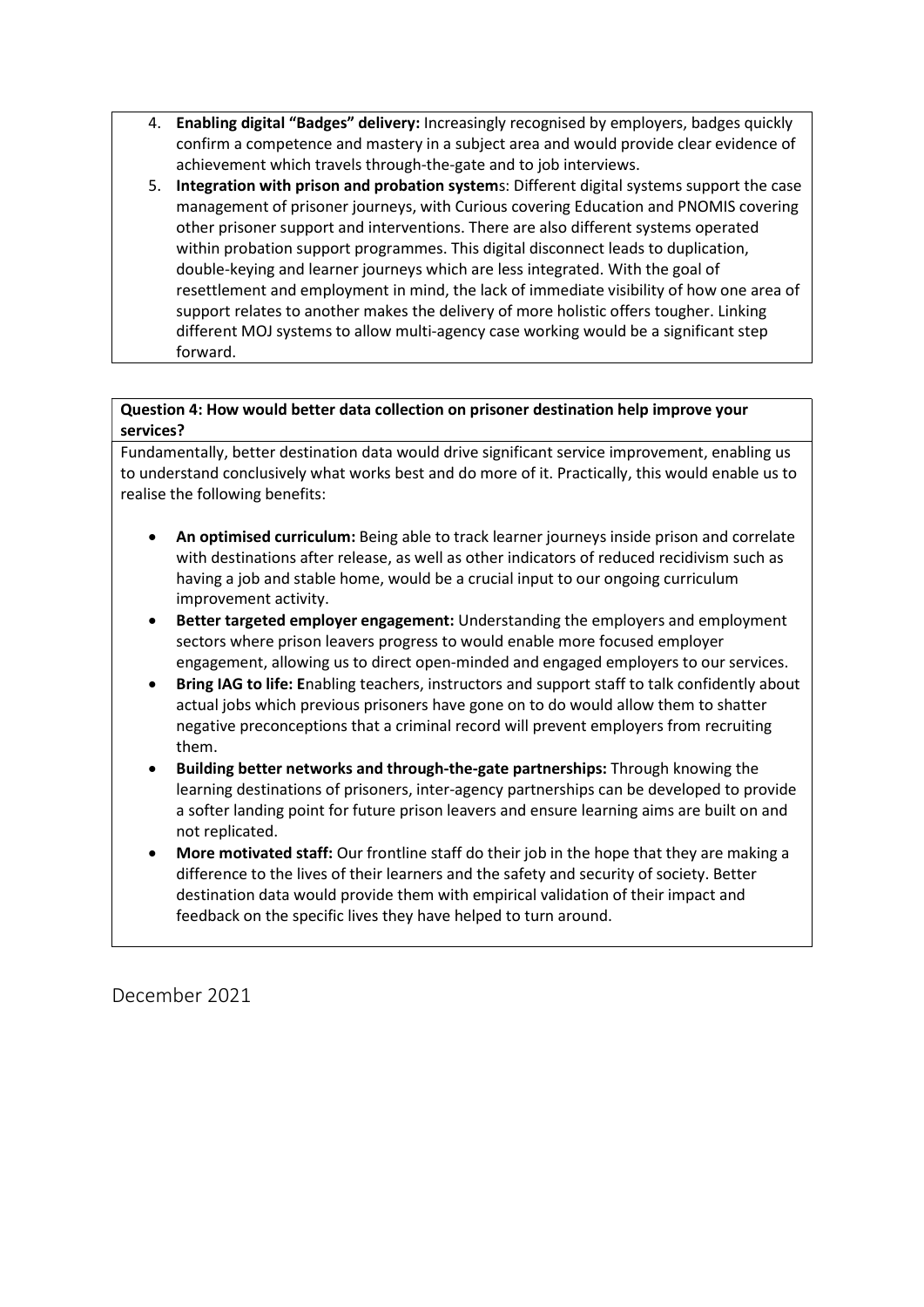4. **Enabling digital "Badges" delivery:** Increasingly recognised by employers, badges quickly confirm a competence and mastery in a subject area and would provide clear evidence of achievement which travels through-the-gate and to job interviews.
5. **Integration with prison and probation system**s: Different digital systems support the case management of prisoner journeys, with Curious covering Education and PNOMIS covering other prisoner support and interventions. There are also different systems operated within probation support programmes. This digital disconnect leads to duplication, double-keying and learner journeys which are less integrated. With the goal of resettlement and employment in mind, the lack of immediate visibility of how one area of support relates to another makes the delivery of more holistic offers tougher. Linking different MOJ systems to allow multi-agency case working would be a significant step forward.

**Question 4: How would better data collection on prisoner destination help improve your services?**

Fundamentally, better destination data would drive significant service improvement, enabling us to understand conclusively what works best and do more of it. Practically, this would enable us to realise the following benefits:

- **An optimised curriculum:** Being able to track learner journeys inside prison and correlate with destinations after release, as well as other indicators of reduced recidivism such as having a job and stable home, would be a crucial input to our ongoing curriculum improvement activity.
- **Better targeted employer engagement:** Understanding the employers and employment sectors where prison leavers progress to would enable more focused employer engagement, allowing us to direct open-minded and engaged employers to our services.
- **Bring IAG to life: E**nabling teachers, instructors and support staff to talk confidently about actual jobs which previous prisoners have gone on to do would allow them to shatter negative preconceptions that a criminal record will prevent employers from recruiting them.
- **Building better networks and through-the-gate partnerships:** Through knowing the learning destinations of prisoners, inter-agency partnerships can be developed to provide a softer landing point for future prison leavers and ensure learning aims are built on and not replicated.
- **More motivated staff:** Our frontline staff do their job in the hope that they are making a difference to the lives of their learners and the safety and security of society. Better destination data would provide them with empirical validation of their impact and feedback on the specific lives they have helped to turn around.

December 2021